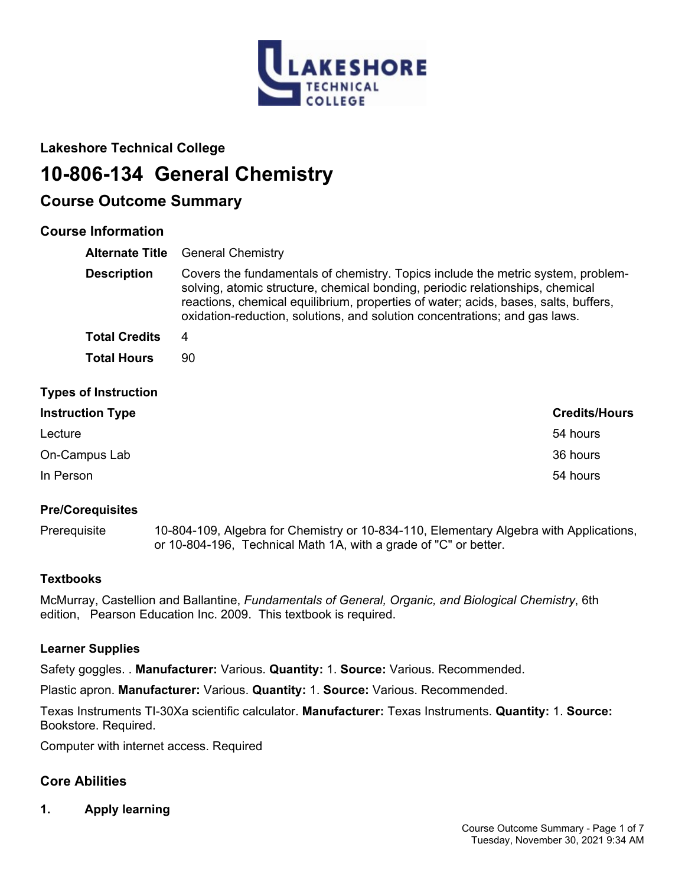## Lakeshore Technical College

# 10-806-134 General Chemistry

## Course Outcome Summary

### Course Information

| | |
|---|---|
| **Alternate Title** | General Chemistry |
| **Description** | Covers the fundamentals of chemistry. Topics include the metric system, problem-solving, atomic structure, chemical bonding, periodic relationships, chemical reactions, chemical equilibrium, properties of water; acids, bases, salts, buffers, oxidation-reduction, solutions, and solution concentrations; and gas laws. |
| **Total Credits** | 4 |
| **Total Hours** | 90 |

#### Types of Instruction

| Instruction Type | Credits/Hours |
|---|---|
| Lecture | 54 hours |
| On-Campus Lab | 36 hours |
| In Person | 54 hours |

#### Pre/Corequisites

Prerequisite — 10-804-109, Algebra for Chemistry or 10-834-110, Elementary Algebra with Applications, or 10-804-196, Technical Math 1A, with a grade of "C" or better.

#### Textbooks

McMurray, Castellion and Ballantine, *Fundamentals of General, Organic, and Biological Chemistry*, 6th edition, Pearson Education Inc. 2009. This textbook is required.

#### Learner Supplies

Safety goggles. . **Manufacturer:** Various. **Quantity:** 1. **Source:** Various. Recommended.

Plastic apron. **Manufacturer:** Various. **Quantity:** 1. **Source:** Various. Recommended.

Texas Instruments TI-30Xa scientific calculator. **Manufacturer:** Texas Instruments. **Quantity:** 1. **Source:** Bookstore. Required.

Computer with internet access. Required

### Core Abilities

1. **Apply learning**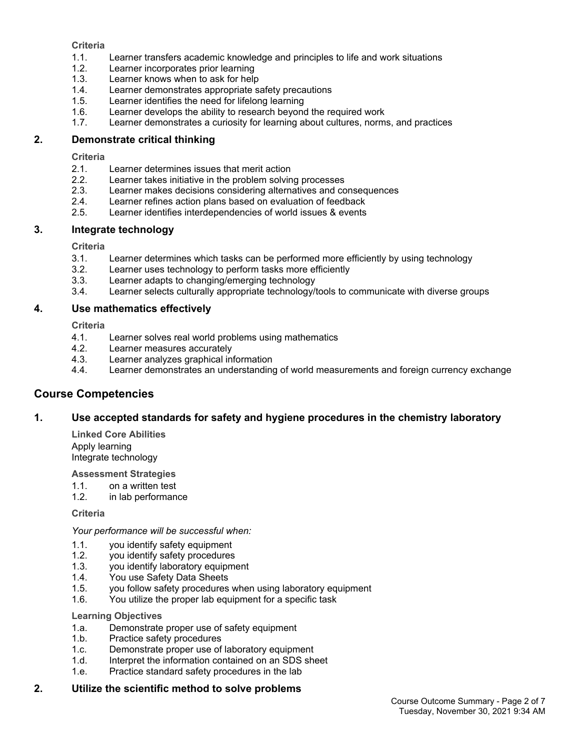**Criteria**

1.1. Learner transfers academic knowledge and principles to life and work situations
1.2. Learner incorporates prior learning
1.3. Learner knows when to ask for help
1.4. Learner demonstrates appropriate safety precautions
1.5. Learner identifies the need for lifelong learning
1.6. Learner develops the ability to research beyond the required work
1.7. Learner demonstrates a curiosity for learning about cultures, norms, and practices

### 2. Demonstrate critical thinking

**Criteria**

2.1. Learner determines issues that merit action
2.2. Learner takes initiative in the problem solving processes
2.3. Learner makes decisions considering alternatives and consequences
2.4. Learner refines action plans based on evaluation of feedback
2.5. Learner identifies interdependencies of world issues & events

### 3. Integrate technology

**Criteria**

3.1. Learner determines which tasks can be performed more efficiently by using technology
3.2. Learner uses technology to perform tasks more efficiently
3.3. Learner adapts to changing/emerging technology
3.4. Learner selects culturally appropriate technology/tools to communicate with diverse groups

### 4. Use mathematics effectively

**Criteria**

4.1. Learner solves real world problems using mathematics
4.2. Learner measures accurately
4.3. Learner analyzes graphical information
4.4. Learner demonstrates an understanding of world measurements and foreign currency exchange

## Course Competencies

### 1. Use accepted standards for safety and hygiene procedures in the chemistry laboratory

**Linked Core Abilities**

Apply learning
Integrate technology

**Assessment Strategies**

1.1. on a written test
1.2. in lab performance

**Criteria**

*Your performance will be successful when:*

1.1. you identify safety equipment
1.2. you identify safety procedures
1.3. you identify laboratory equipment
1.4. You use Safety Data Sheets
1.5. you follow safety procedures when using laboratory equipment
1.6. You utilize the proper lab equipment for a specific task

**Learning Objectives**

1.a. Demonstrate proper use of safety equipment
1.b. Practice safety procedures
1.c. Demonstrate proper use of laboratory equipment
1.d. Interpret the information contained on an SDS sheet
1.e. Practice standard safety procedures in the lab

### 2. Utilize the scientific method to solve problems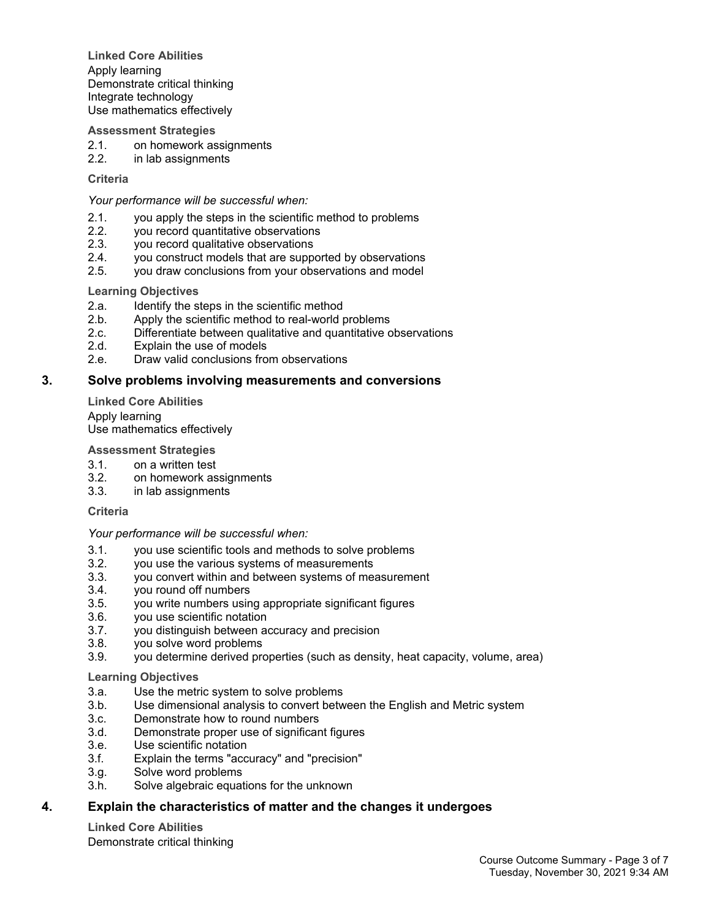**Linked Core Abilities**

Apply learning
Demonstrate critical thinking
Integrate technology
Use mathematics effectively

**Assessment Strategies**

2.1. on homework assignments
2.2. in lab assignments

**Criteria**

*Your performance will be successful when:*

2.1. you apply the steps in the scientific method to problems
2.2. you record quantitative observations
2.3. you record qualitative observations
2.4. you construct models that are supported by observations
2.5. you draw conclusions from your observations and model

**Learning Objectives**

2.a. Identify the steps in the scientific method
2.b. Apply the scientific method to real-world problems
2.c. Differentiate between qualitative and quantitative observations
2.d. Explain the use of models
2.e. Draw valid conclusions from observations

## 3. Solve problems involving measurements and conversions

**Linked Core Abilities**

Apply learning
Use mathematics effectively

**Assessment Strategies**

3.1. on a written test
3.2. on homework assignments
3.3. in lab assignments

**Criteria**

*Your performance will be successful when:*

3.1. you use scientific tools and methods to solve problems
3.2. you use the various systems of measurements
3.3. you convert within and between systems of measurement
3.4. you round off numbers
3.5. you write numbers using appropriate significant figures
3.6. you use scientific notation
3.7. you distinguish between accuracy and precision
3.8. you solve word problems
3.9. you determine derived properties (such as density, heat capacity, volume, area)

**Learning Objectives**

3.a. Use the metric system to solve problems
3.b. Use dimensional analysis to convert between the English and Metric system
3.c. Demonstrate how to round numbers
3.d. Demonstrate proper use of significant figures
3.e. Use scientific notation
3.f. Explain the terms "accuracy" and "precision"
3.g. Solve word problems
3.h. Solve algebraic equations for the unknown

## 4. Explain the characteristics of matter and the changes it undergoes

**Linked Core Abilities**

Demonstrate critical thinking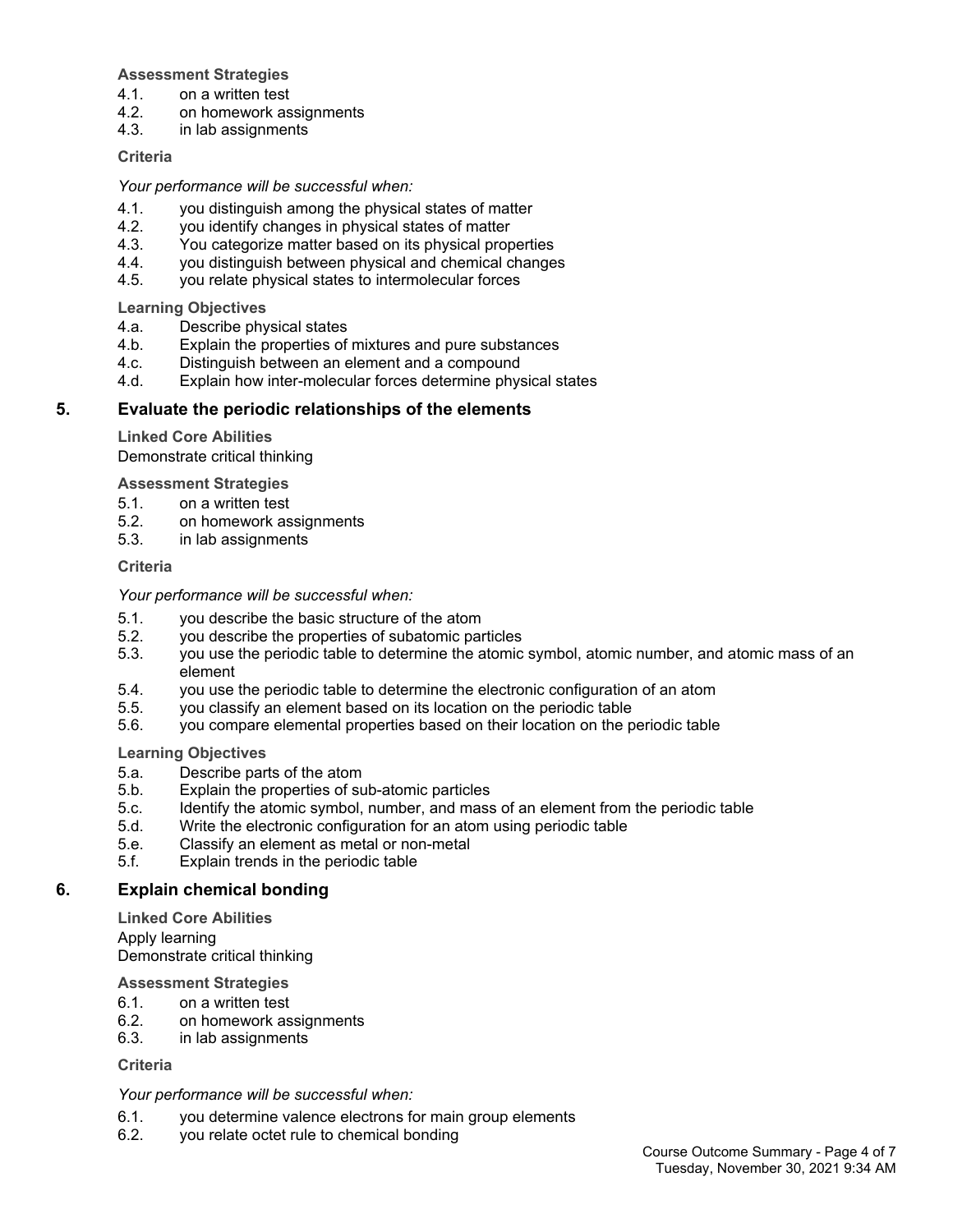**Assessment Strategies**

4.1. on a written test
4.2. on homework assignments
4.3. in lab assignments

**Criteria**

*Your performance will be successful when:*

4.1. you distinguish among the physical states of matter
4.2. you identify changes in physical states of matter
4.3. You categorize matter based on its physical properties
4.4. you distinguish between physical and chemical changes
4.5. you relate physical states to intermolecular forces

**Learning Objectives**

4.a. Describe physical states
4.b. Explain the properties of mixtures and pure substances
4.c. Distinguish between an element and a compound
4.d. Explain how inter-molecular forces determine physical states

## 5. Evaluate the periodic relationships of the elements

**Linked Core Abilities**

Demonstrate critical thinking

**Assessment Strategies**

5.1. on a written test
5.2. on homework assignments
5.3. in lab assignments

**Criteria**

*Your performance will be successful when:*

5.1. you describe the basic structure of the atom
5.2. you describe the properties of subatomic particles
5.3. you use the periodic table to determine the atomic symbol, atomic number, and atomic mass of an element
5.4. you use the periodic table to determine the electronic configuration of an atom
5.5. you classify an element based on its location on the periodic table
5.6. you compare elemental properties based on their location on the periodic table

**Learning Objectives**

5.a. Describe parts of the atom
5.b. Explain the properties of sub-atomic particles
5.c. Identify the atomic symbol, number, and mass of an element from the periodic table
5.d. Write the electronic configuration for an atom using periodic table
5.e. Classify an element as metal or non-metal
5.f. Explain trends in the periodic table

## 6. Explain chemical bonding

**Linked Core Abilities**

Apply learning
Demonstrate critical thinking

**Assessment Strategies**

6.1. on a written test
6.2. on homework assignments
6.3. in lab assignments

**Criteria**

*Your performance will be successful when:*

6.1. you determine valence electrons for main group elements
6.2. you relate octet rule to chemical bonding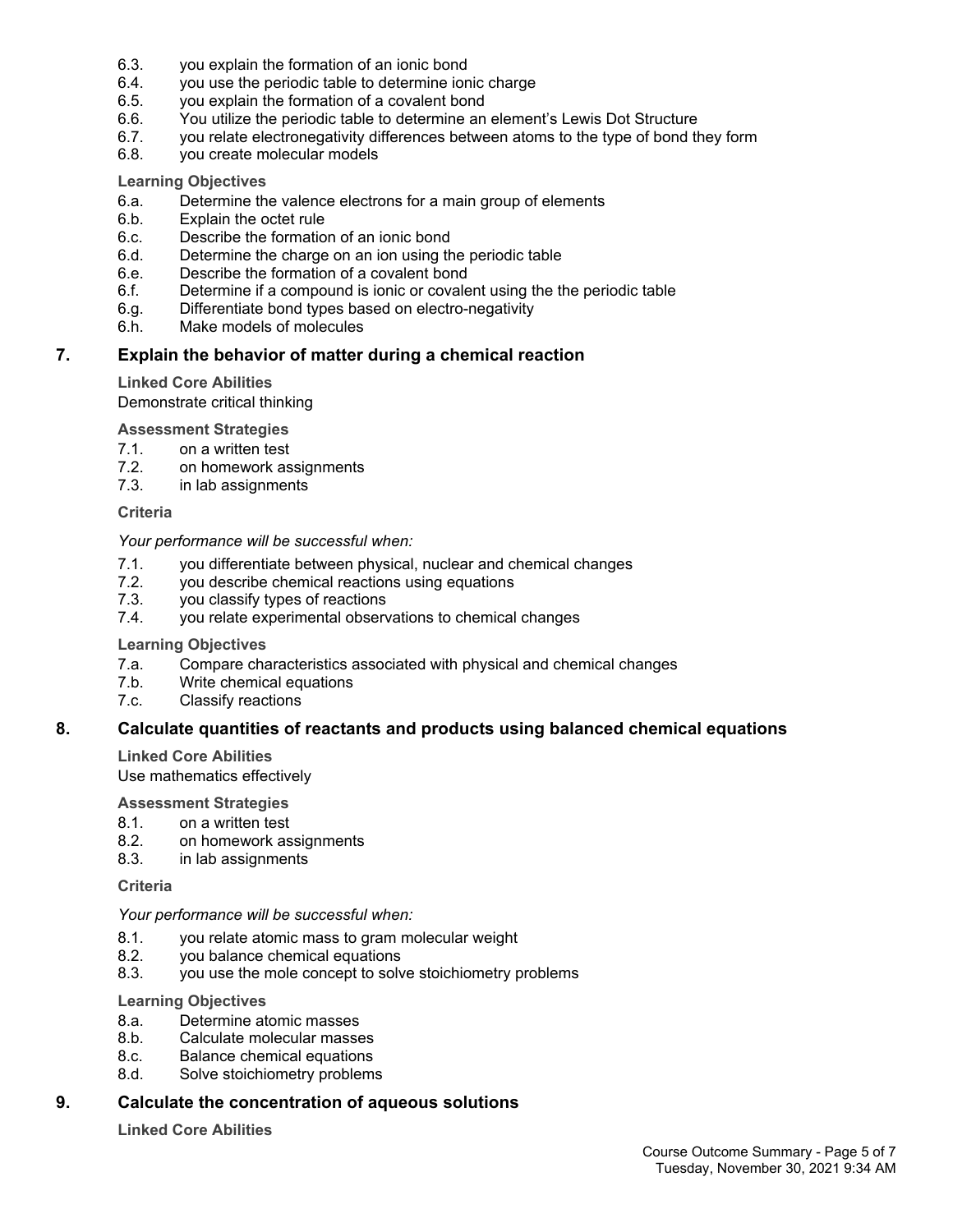6.3. you explain the formation of an ionic bond
6.4. you use the periodic table to determine ionic charge
6.5. you explain the formation of a covalent bond
6.6. You utilize the periodic table to determine an element's Lewis Dot Structure
6.7. you relate electronegativity differences between atoms to the type of bond they form
6.8. you create molecular models

**Learning Objectives**

6.a. Determine the valence electrons for a main group of elements
6.b. Explain the octet rule
6.c. Describe the formation of an ionic bond
6.d. Determine the charge on an ion using the periodic table
6.e. Describe the formation of a covalent bond
6.f. Determine if a compound is ionic or covalent using the the periodic table
6.g. Differentiate bond types based on electro-negativity
6.h. Make models of molecules

## 7. Explain the behavior of matter during a chemical reaction

**Linked Core Abilities**

Demonstrate critical thinking

**Assessment Strategies**

7.1. on a written test
7.2. on homework assignments
7.3. in lab assignments

**Criteria**

*Your performance will be successful when:*

7.1. you differentiate between physical, nuclear and chemical changes
7.2. you describe chemical reactions using equations
7.3. you classify types of reactions
7.4. you relate experimental observations to chemical changes

**Learning Objectives**

7.a. Compare characteristics associated with physical and chemical changes
7.b. Write chemical equations
7.c. Classify reactions

## 8. Calculate quantities of reactants and products using balanced chemical equations

**Linked Core Abilities**

Use mathematics effectively

**Assessment Strategies**

8.1. on a written test
8.2. on homework assignments
8.3. in lab assignments

**Criteria**

*Your performance will be successful when:*

8.1. you relate atomic mass to gram molecular weight
8.2. you balance chemical equations
8.3. you use the mole concept to solve stoichiometry problems

**Learning Objectives**

8.a. Determine atomic masses
8.b. Calculate molecular masses
8.c. Balance chemical equations
8.d. Solve stoichiometry problems

## 9. Calculate the concentration of aqueous solutions

**Linked Core Abilities**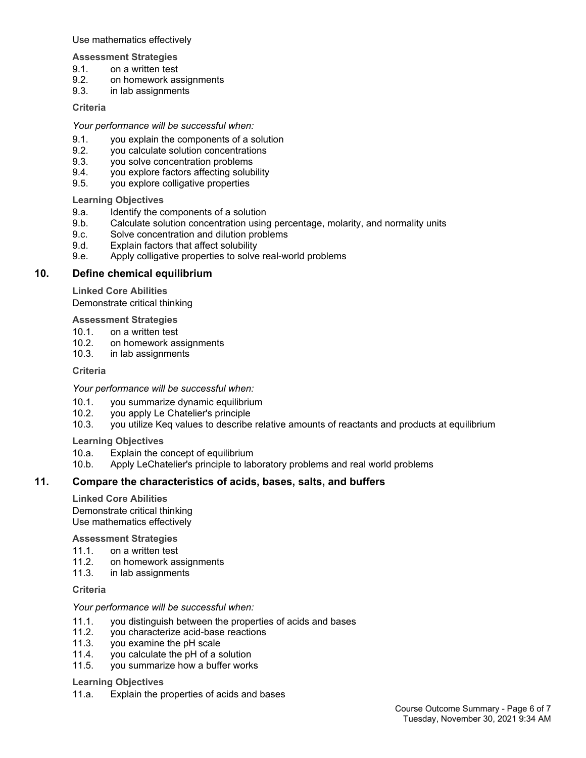Use mathematics effectively

**Assessment Strategies**

9.1. on a written test
9.2. on homework assignments
9.3. in lab assignments

**Criteria**

*Your performance will be successful when:*

9.1. you explain the components of a solution
9.2. you calculate solution concentrations
9.3. you solve concentration problems
9.4. you explore factors affecting solubility
9.5. you explore colligative properties

**Learning Objectives**

9.a. Identify the components of a solution
9.b. Calculate solution concentration using percentage, molarity, and normality units
9.c. Solve concentration and dilution problems
9.d. Explain factors that affect solubility
9.e. Apply colligative properties to solve real-world problems

## 10. Define chemical equilibrium

**Linked Core Abilities**

Demonstrate critical thinking

**Assessment Strategies**

10.1. on a written test
10.2. on homework assignments
10.3. in lab assignments

**Criteria**

*Your performance will be successful when:*

10.1. you summarize dynamic equilibrium
10.2. you apply Le Chatelier's principle
10.3. you utilize Keq values to describe relative amounts of reactants and products at equilibrium

**Learning Objectives**

10.a. Explain the concept of equilibrium
10.b. Apply LeChatelier's principle to laboratory problems and real world problems

## 11. Compare the characteristics of acids, bases, salts, and buffers

**Linked Core Abilities**

Demonstrate critical thinking
Use mathematics effectively

**Assessment Strategies**

11.1. on a written test
11.2. on homework assignments
11.3. in lab assignments

**Criteria**

*Your performance will be successful when:*

11.1. you distinguish between the properties of acids and bases
11.2. you characterize acid-base reactions
11.3. you examine the pH scale
11.4. you calculate the pH of a solution
11.5. you summarize how a buffer works

**Learning Objectives**

11.a. Explain the properties of acids and bases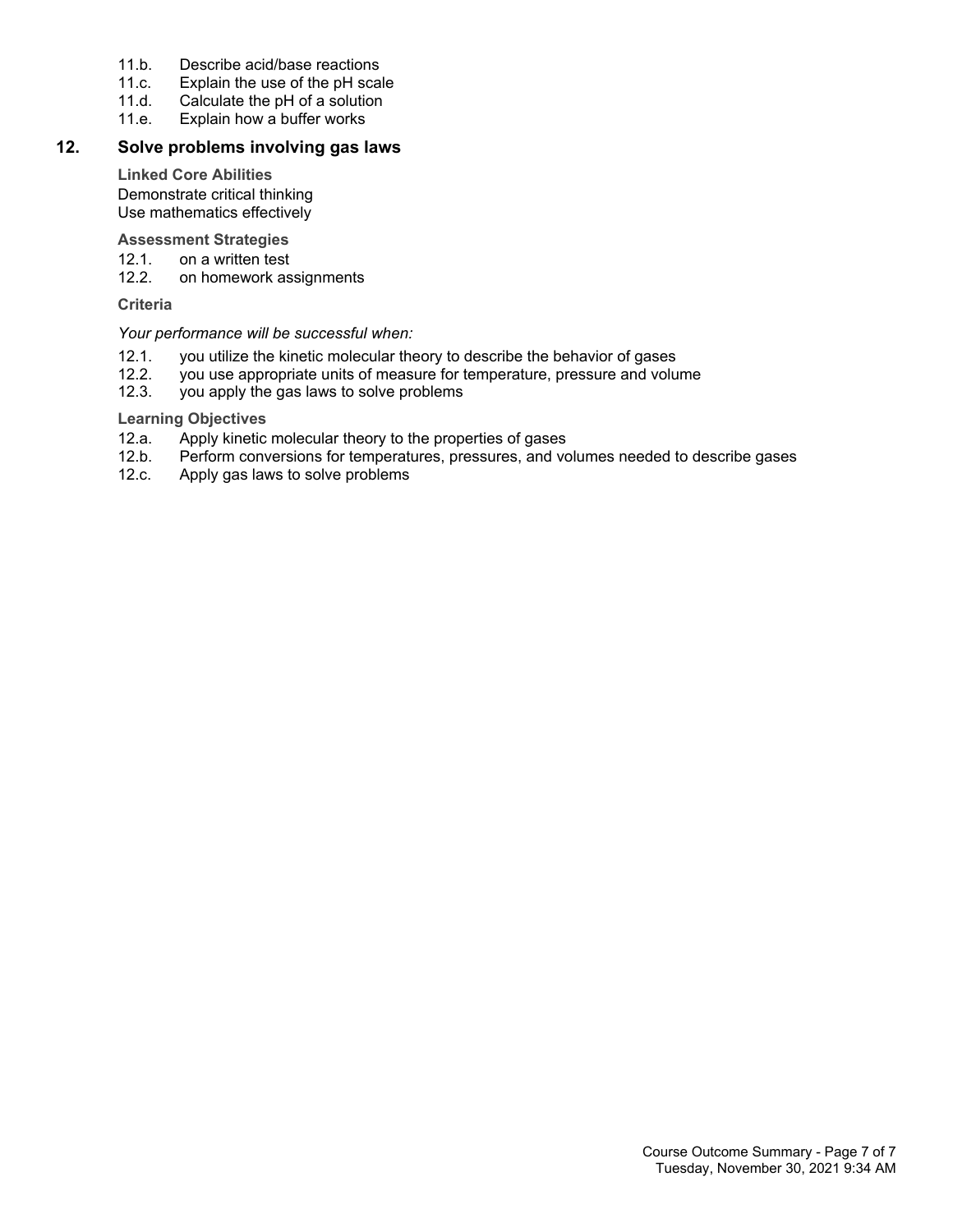11.b. Describe acid/base reactions
11.c. Explain the use of the pH scale
11.d. Calculate the pH of a solution
11.e. Explain how a buffer works

## 12. Solve problems involving gas laws

**Linked Core Abilities**

Demonstrate critical thinking
Use mathematics effectively

**Assessment Strategies**

12.1. on a written test
12.2. on homework assignments

**Criteria**

*Your performance will be successful when:*

12.1. you utilize the kinetic molecular theory to describe the behavior of gases
12.2. you use appropriate units of measure for temperature, pressure and volume
12.3. you apply the gas laws to solve problems

**Learning Objectives**

12.a. Apply kinetic molecular theory to the properties of gases
12.b. Perform conversions for temperatures, pressures, and volumes needed to describe gases
12.c. Apply gas laws to solve problems